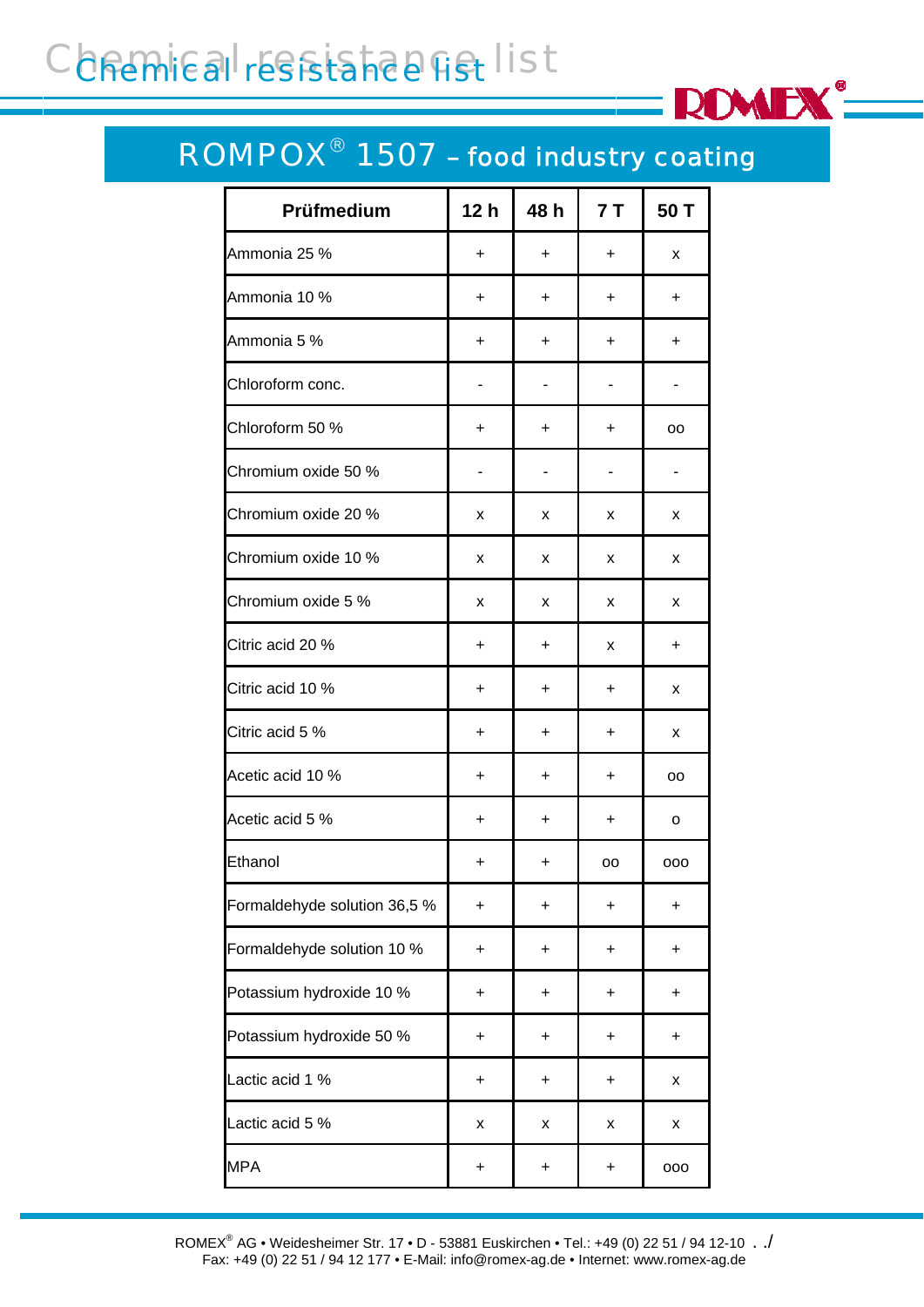# Chemical resistance list

## ROMPOX® 1507 – food industry coating

| Prüfmedium | 12 h | 48 h | 7 T | 50 T |
|---|---|---|---|---|
| Ammonia 25 % | + | + | + | x |
| Ammonia 10 % | + | + | + | + |
| Ammonia 5 % | + | + | + | + |
| Chloroform conc. | - | - | - | - |
| Chloroform 50 % | + | + | + | oo |
| Chromium oxide 50 % | - | - | - | - |
| Chromium oxide 20 % | x | x | x | x |
| Chromium oxide 10 % | x | x | x | x |
| Chromium oxide 5 % | x | x | x | x |
| Citric acid 20 % | + | + | x | + |
| Citric acid 10 % | + | + | + | x |
| Citric acid 5 % | + | + | + | x |
| Acetic acid 10 % | + | + | + | oo |
| Acetic acid 5 % | + | + | + | o |
| Ethanol | + | + | oo | ooo |
| Formaldehyde solution 36,5 % | + | + | + | + |
| Formaldehyde solution 10 % | + | + | + | + |
| Potassium hydroxide 10 % | + | + | + | + |
| Potassium hydroxide 50 % | + | + | + | + |
| Lactic acid 1 % | + | + | + | x |
| Lactic acid 5 % | x | x | x | x |
| MPA | + | + | + | ooo |

ROMEX® AG • Weidesheimer Str. 17 • D - 53881 Euskirchen • Tel.: +49 (0) 22 51 / 94 12-10 . ./
Fax: +49 (0) 22 51 / 94 12 177 • E-Mail: info@romex-ag.de • Internet: www.romex-ag.de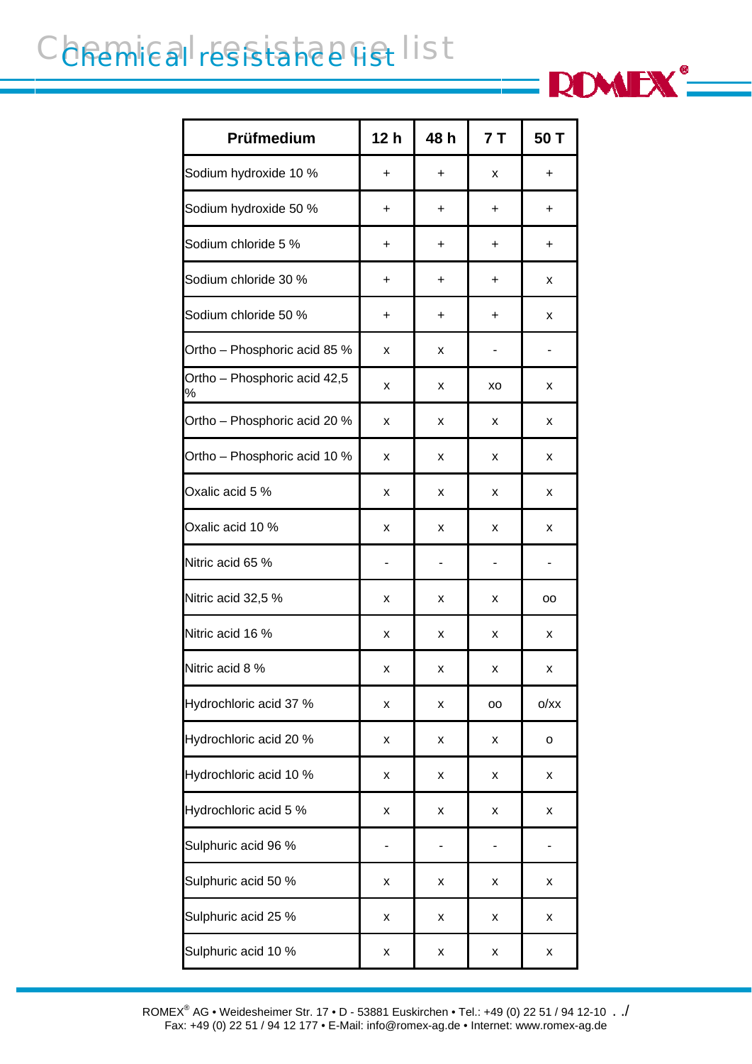# Chemical resistance list

| Prüfmedium | 12 h | 48 h | 7 T | 50 T |
|---|---|---|---|---|
| Sodium hydroxide 10 % | + | + | x | + |
| Sodium hydroxide 50 % | + | + | + | + |
| Sodium chloride 5 % | + | + | + | + |
| Sodium chloride 30 % | + | + | + | x |
| Sodium chloride 50 % | + | + | + | x |
| Ortho – Phosphoric acid 85 % | x | x | - | - |
| Ortho – Phosphoric acid 42,5 % | x | x | xo | x |
| Ortho – Phosphoric acid 20 % | x | x | x | x |
| Ortho – Phosphoric acid 10 % | x | x | x | x |
| Oxalic acid 5 % | x | x | x | x |
| Oxalic acid 10 % | x | x | x | x |
| Nitric acid 65 % | - | - | - | - |
| Nitric acid 32,5 % | x | x | x | oo |
| Nitric acid 16 % | x | x | x | x |
| Nitric acid 8 % | x | x | x | x |
| Hydrochloric acid 37 % | x | x | oo | o/xx |
| Hydrochloric acid 20 % | x | x | x | o |
| Hydrochloric acid 10 % | x | x | x | x |
| Hydrochloric acid 5 % | x | x | x | x |
| Sulphuric acid 96 % | - | - | - | - |
| Sulphuric acid 50 % | x | x | x | x |
| Sulphuric acid 25 % | x | x | x | x |
| Sulphuric acid 10 % | x | x | x | x |

ROMEX® AG • Weidesheimer Str. 17 • D - 53881 Euskirchen • Tel.: +49 (0) 22 51 / 94 12-10 . ./
Fax: +49 (0) 22 51 / 94 12 177 • E-Mail: info@romex-ag.de • Internet: www.romex-ag.de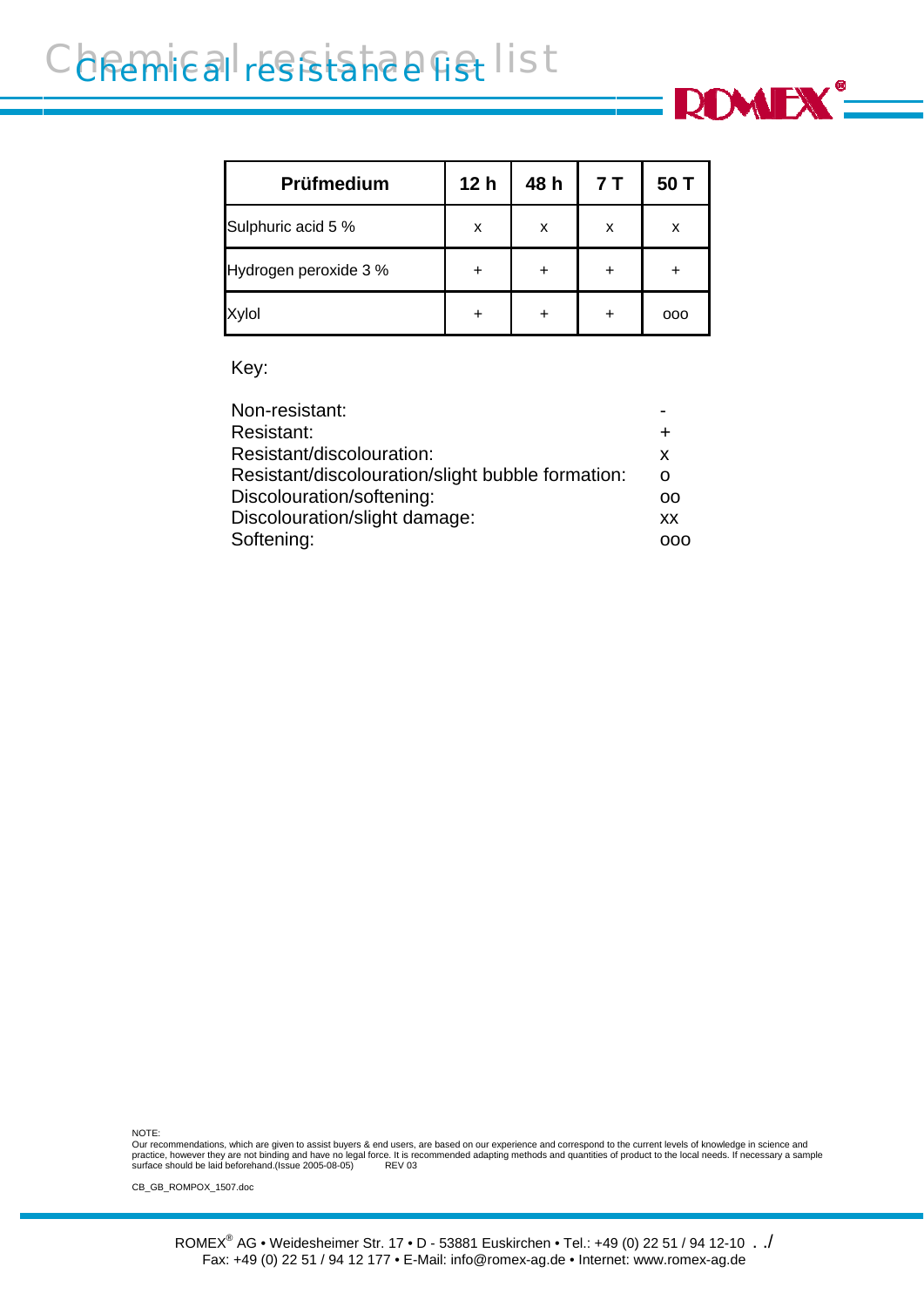# Chemical resistance list

| Prüfmedium | 12 h | 48 h | 7 T | 50 T |
|---|---|---|---|---|
| Sulphuric acid 5 % | x | x | x | x |
| Hydrogen peroxide 3 % | + | + | + | + |
| Xylol | + | + | + | ooo |

Key:

| | |
|---|---|
| Non-resistant: | - |
| Resistant: | + |
| Resistant/discolouration: | x |
| Resistant/discolouration/slight bubble formation: | o |
| Discolouration/softening: | oo |
| Discolouration/slight damage: | xx |
| Softening: | ooo |

NOTE:
Our recommendations, which are given to assist buyers & end users, are based on our experience and correspond to the current levels of knowledge in science and practice, however they are not binding and have no legal force. It is recommended adapting methods and quantities of product to the local needs. If necessary a sample surface should be laid beforehand.(Issue 2005-08-05) REV 03

CB_GB_ROMPOX_1507.doc

ROMEX® AG • Weidesheimer Str. 17 • D - 53881 Euskirchen • Tel.: +49 (0) 22 51 / 94 12-10 . ./
Fax: +49 (0) 22 51 / 94 12 177 • E-Mail: info@romex-ag.de • Internet: www.romex-ag.de